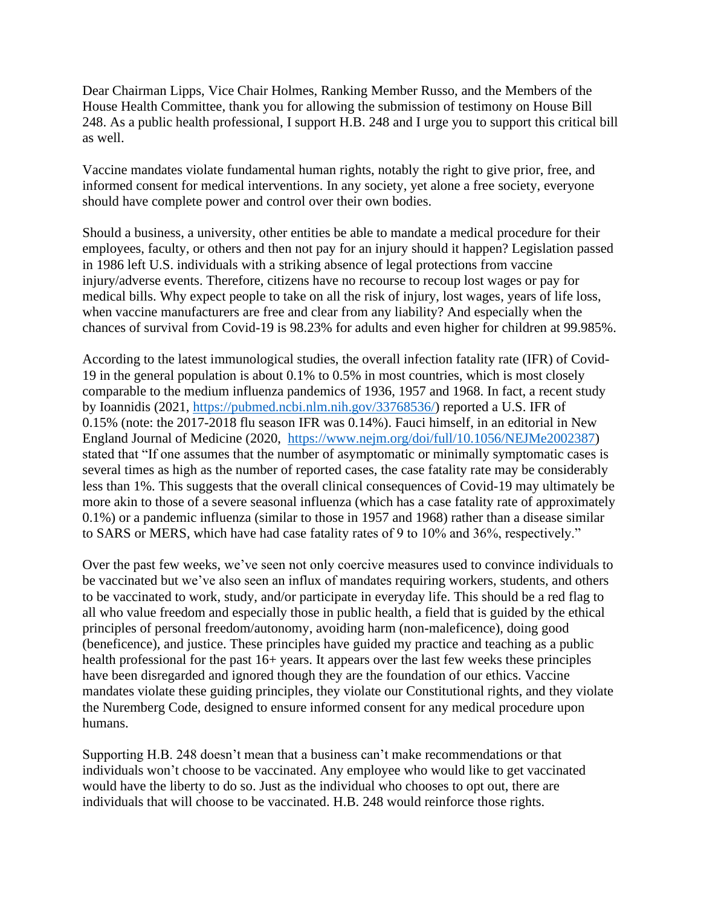Dear Chairman Lipps, Vice Chair Holmes, Ranking Member Russo, and the Members of the House Health Committee, thank you for allowing the submission of testimony on House Bill 248. As a public health professional, I support H.B. 248 and I urge you to support this critical bill as well.

Vaccine mandates violate fundamental human rights, notably the right to give prior, free, and informed consent for medical interventions. In any society, yet alone a free society, everyone should have complete power and control over their own bodies.

Should a business, a university, other entities be able to mandate a medical procedure for their employees, faculty, or others and then not pay for an injury should it happen? Legislation passed in 1986 left U.S. individuals with a striking absence of legal protections from vaccine injury/adverse events. Therefore, citizens have no recourse to recoup lost wages or pay for medical bills. Why expect people to take on all the risk of injury, lost wages, years of life loss, when vaccine manufacturers are free and clear from any liability? And especially when the chances of survival from Covid-19 is 98.23% for adults and even higher for children at 99.985%.

According to the latest immunological studies, the overall infection fatality rate (IFR) of Covid-19 in the general population is about 0.1% to 0.5% in most countries, which is most closely comparable to the medium influenza pandemics of 1936, 1957 and 1968. In fact, a recent study by Ioannidis (2021, https://pubmed.ncbi.nlm.nih.gov/33768536/) reported a U.S. IFR of 0.15% (note: the 2017-2018 flu season IFR was 0.14%). Fauci himself, in an editorial in New England Journal of Medicine (2020, https://www.nejm.org/doi/full/10.1056/NEJMe2002387) stated that "If one assumes that the number of asymptomatic or minimally symptomatic cases is several times as high as the number of reported cases, the case fatality rate may be considerably less than 1%. This suggests that the overall clinical consequences of Covid-19 may ultimately be more akin to those of a severe seasonal influenza (which has a case fatality rate of approximately 0.1%) or a pandemic influenza (similar to those in 1957 and 1968) rather than a disease similar to SARS or MERS, which have had case fatality rates of 9 to 10% and 36%, respectively."

Over the past few weeks, we've seen not only coercive measures used to convince individuals to be vaccinated but we've also seen an influx of mandates requiring workers, students, and others to be vaccinated to work, study, and/or participate in everyday life. This should be a red flag to all who value freedom and especially those in public health, a field that is guided by the ethical principles of personal freedom/autonomy, avoiding harm (non-maleficence), doing good (beneficence), and justice. These principles have guided my practice and teaching as a public health professional for the past 16+ years. It appears over the last few weeks these principles have been disregarded and ignored though they are the foundation of our ethics. Vaccine mandates violate these guiding principles, they violate our Constitutional rights, and they violate the Nuremberg Code, designed to ensure informed consent for any medical procedure upon humans.

Supporting H.B. 248 doesn't mean that a business can't make recommendations or that individuals won't choose to be vaccinated. Any employee who would like to get vaccinated would have the liberty to do so. Just as the individual who chooses to opt out, there are individuals that will choose to be vaccinated. H.B. 248 would reinforce those rights.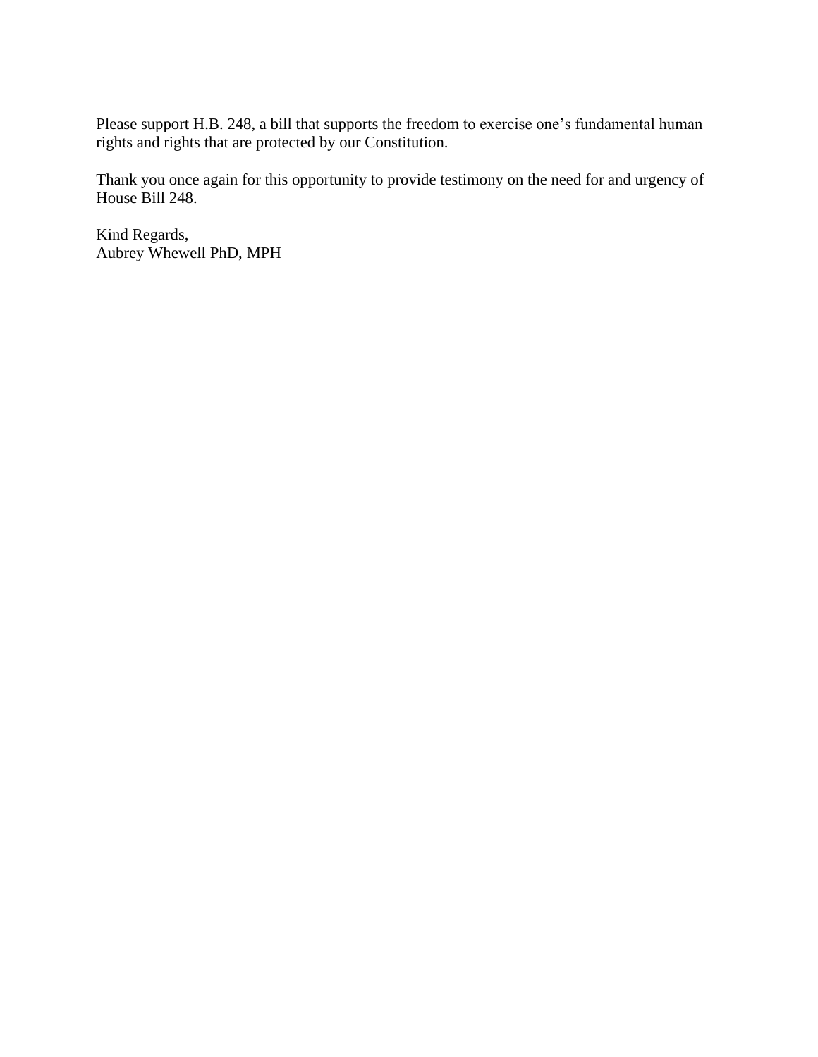Please support H.B. 248, a bill that supports the freedom to exercise one's fundamental human rights and rights that are protected by our Constitution.

Thank you once again for this opportunity to provide testimony on the need for and urgency of House Bill 248.

Kind Regards,
Aubrey Whewell PhD, MPH